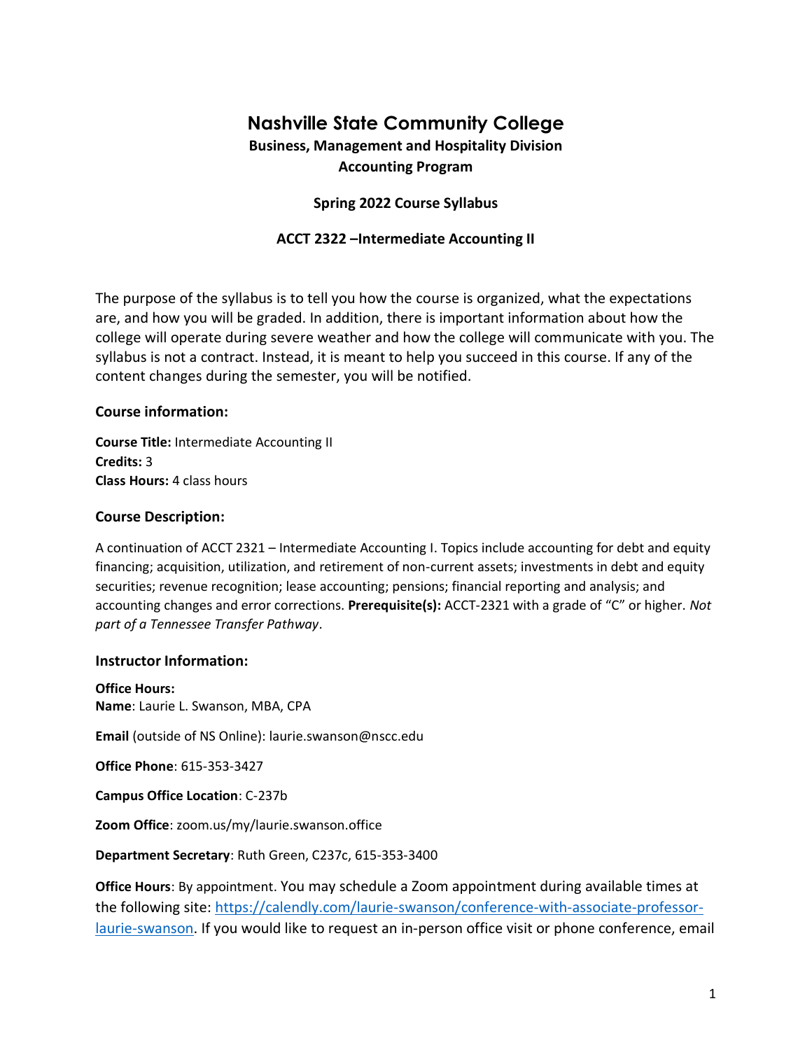# Nashville State Community College

**Business, Management and Hospitality Division**
**Accounting Program**

**Spring 2022 Course Syllabus**

**ACCT 2322 –Intermediate Accounting II**

The purpose of the syllabus is to tell you how the course is organized, what the expectations are, and how you will be graded. In addition, there is important information about how the college will operate during severe weather and how the college will communicate with you. The syllabus is not a contract. Instead, it is meant to help you succeed in this course. If any of the content changes during the semester, you will be notified.

### Course information:

**Course Title:** Intermediate Accounting II
**Credits:** 3
**Class Hours:** 4 class hours

### Course Description:

A continuation of ACCT 2321 – Intermediate Accounting I. Topics include accounting for debt and equity financing; acquisition, utilization, and retirement of non-current assets; investments in debt and equity securities; revenue recognition; lease accounting; pensions; financial reporting and analysis; and accounting changes and error corrections. **Prerequisite(s):** ACCT-2321 with a grade of "C" or higher. *Not part of a Tennessee Transfer Pathway*.

### Instructor Information:

**Office Hours:**
**Name**: Laurie L. Swanson, MBA, CPA

**Email** (outside of NS Online): laurie.swanson@nscc.edu

**Office Phone**: 615-353-3427

**Campus Office Location**: C-237b

**Zoom Office**: zoom.us/my/laurie.swanson.office

**Department Secretary**: Ruth Green, C237c, 615-353-3400

**Office Hours**: By appointment. You may schedule a Zoom appointment during available times at the following site: [https://calendly.com/laurie-swanson/conference-with-associate-professor-laurie-swanson](https://calendly.com/laurie-swanson/conference-with-associate-professor-laurie-swanson). If you would like to request an in-person office visit or phone conference, email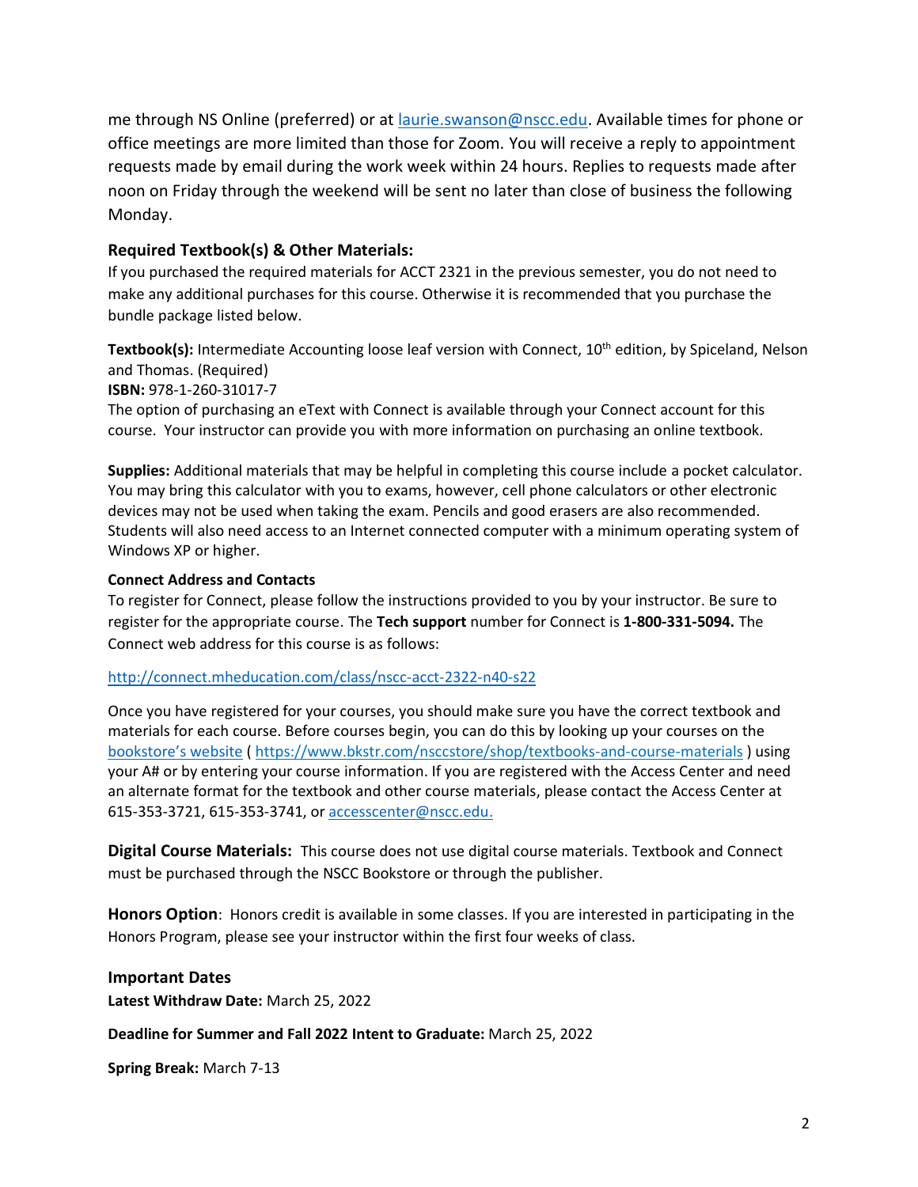me through NS Online (preferred) or at [laurie.swanson@nscc.edu](mailto:laurie.swanson@nscc.edu). Available times for phone or office meetings are more limited than those for Zoom. You will receive a reply to appointment requests made by email during the work week within 24 hours. Replies to requests made after noon on Friday through the weekend will be sent no later than close of business the following Monday.

### Required Textbook(s) & Other Materials:

If you purchased the required materials for ACCT 2321 in the previous semester, you do not need to make any additional purchases for this course. Otherwise it is recommended that you purchase the bundle package listed below.

**Textbook(s):** Intermediate Accounting loose leaf version with Connect, 10th edition, by Spiceland, Nelson and Thomas. (Required)
**ISBN:** 978-1-260-31017-7
The option of purchasing an eText with Connect is available through your Connect account for this course. Your instructor can provide you with more information on purchasing an online textbook.

**Supplies:** Additional materials that may be helpful in completing this course include a pocket calculator. You may bring this calculator with you to exams, however, cell phone calculators or other electronic devices may not be used when taking the exam. Pencils and good erasers are also recommended. Students will also need access to an Internet connected computer with a minimum operating system of Windows XP or higher.

#### Connect Address and Contacts

To register for Connect, please follow the instructions provided to you by your instructor. Be sure to register for the appropriate course. The **Tech support** number for Connect is **1-800-331-5094.** The Connect web address for this course is as follows:

[http://connect.mheducation.com/class/nscc-acct-2322-n40-s22](http://connect.mheducation.com/class/nscc-acct-2322-n40-s22)

Once you have registered for your courses, you should make sure you have the correct textbook and materials for each course. Before courses begin, you can do this by looking up your courses on the [bookstore's website](https://www.bkstr.com/nsccstore/shop/textbooks-and-course-materials) ( [https://www.bkstr.com/nsccstore/shop/textbooks-and-course-materials](https://www.bkstr.com/nsccstore/shop/textbooks-and-course-materials) ) using your A# or by entering your course information. If you are registered with the Access Center and need an alternate format for the textbook and other course materials, please contact the Access Center at 615-353-3721, 615-353-3741, or [accesscenter@nscc.edu.](mailto:accesscenter@nscc.edu)

**Digital Course Materials:** This course does not use digital course materials. Textbook and Connect must be purchased through the NSCC Bookstore or through the publisher.

**Honors Option**: Honors credit is available in some classes. If you are interested in participating in the Honors Program, please see your instructor within the first four weeks of class.

### Important Dates

**Latest Withdraw Date:** March 25, 2022

**Deadline for Summer and Fall 2022 Intent to Graduate:** March 25, 2022

**Spring Break:** March 7-13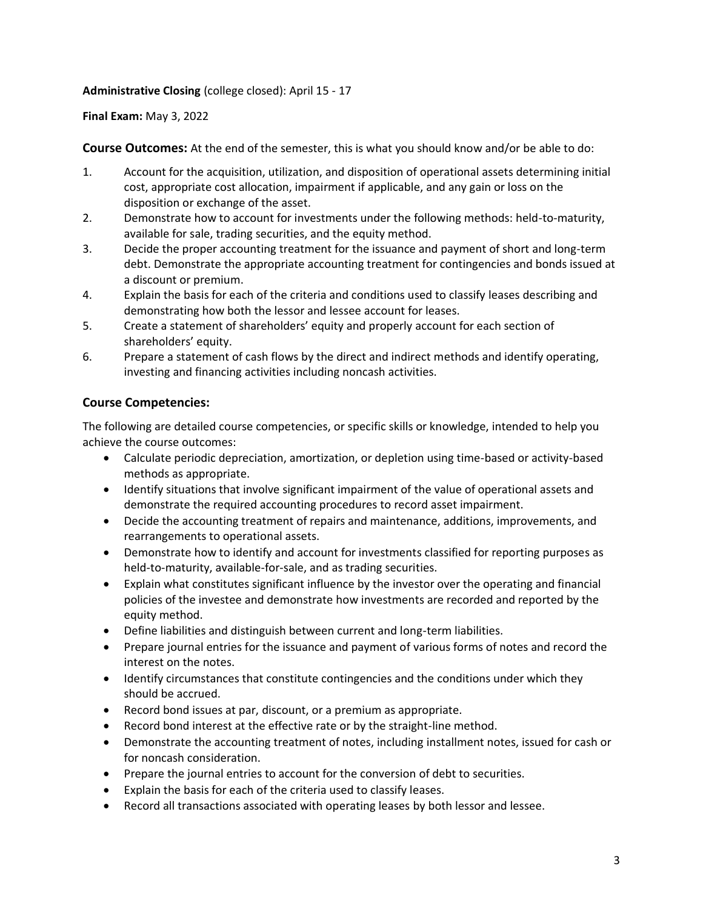**Administrative Closing** (college closed): April 15 - 17

**Final Exam:** May 3, 2022

**Course Outcomes:** At the end of the semester, this is what you should know and/or be able to do:

1. Account for the acquisition, utilization, and disposition of operational assets determining initial cost, appropriate cost allocation, impairment if applicable, and any gain or loss on the disposition or exchange of the asset.
2. Demonstrate how to account for investments under the following methods: held-to-maturity, available for sale, trading securities, and the equity method.
3. Decide the proper accounting treatment for the issuance and payment of short and long-term debt. Demonstrate the appropriate accounting treatment for contingencies and bonds issued at a discount or premium.
4. Explain the basis for each of the criteria and conditions used to classify leases describing and demonstrating how both the lessor and lessee account for leases.
5. Create a statement of shareholders' equity and properly account for each section of shareholders' equity.
6. Prepare a statement of cash flows by the direct and indirect methods and identify operating, investing and financing activities including noncash activities.

## Course Competencies:

The following are detailed course competencies, or specific skills or knowledge, intended to help you achieve the course outcomes:

- Calculate periodic depreciation, amortization, or depletion using time-based or activity-based methods as appropriate.
- Identify situations that involve significant impairment of the value of operational assets and demonstrate the required accounting procedures to record asset impairment.
- Decide the accounting treatment of repairs and maintenance, additions, improvements, and rearrangements to operational assets.
- Demonstrate how to identify and account for investments classified for reporting purposes as held-to-maturity, available-for-sale, and as trading securities.
- Explain what constitutes significant influence by the investor over the operating and financial policies of the investee and demonstrate how investments are recorded and reported by the equity method.
- Define liabilities and distinguish between current and long-term liabilities.
- Prepare journal entries for the issuance and payment of various forms of notes and record the interest on the notes.
- Identify circumstances that constitute contingencies and the conditions under which they should be accrued.
- Record bond issues at par, discount, or a premium as appropriate.
- Record bond interest at the effective rate or by the straight-line method.
- Demonstrate the accounting treatment of notes, including installment notes, issued for cash or for noncash consideration.
- Prepare the journal entries to account for the conversion of debt to securities.
- Explain the basis for each of the criteria used to classify leases.
- Record all transactions associated with operating leases by both lessor and lessee.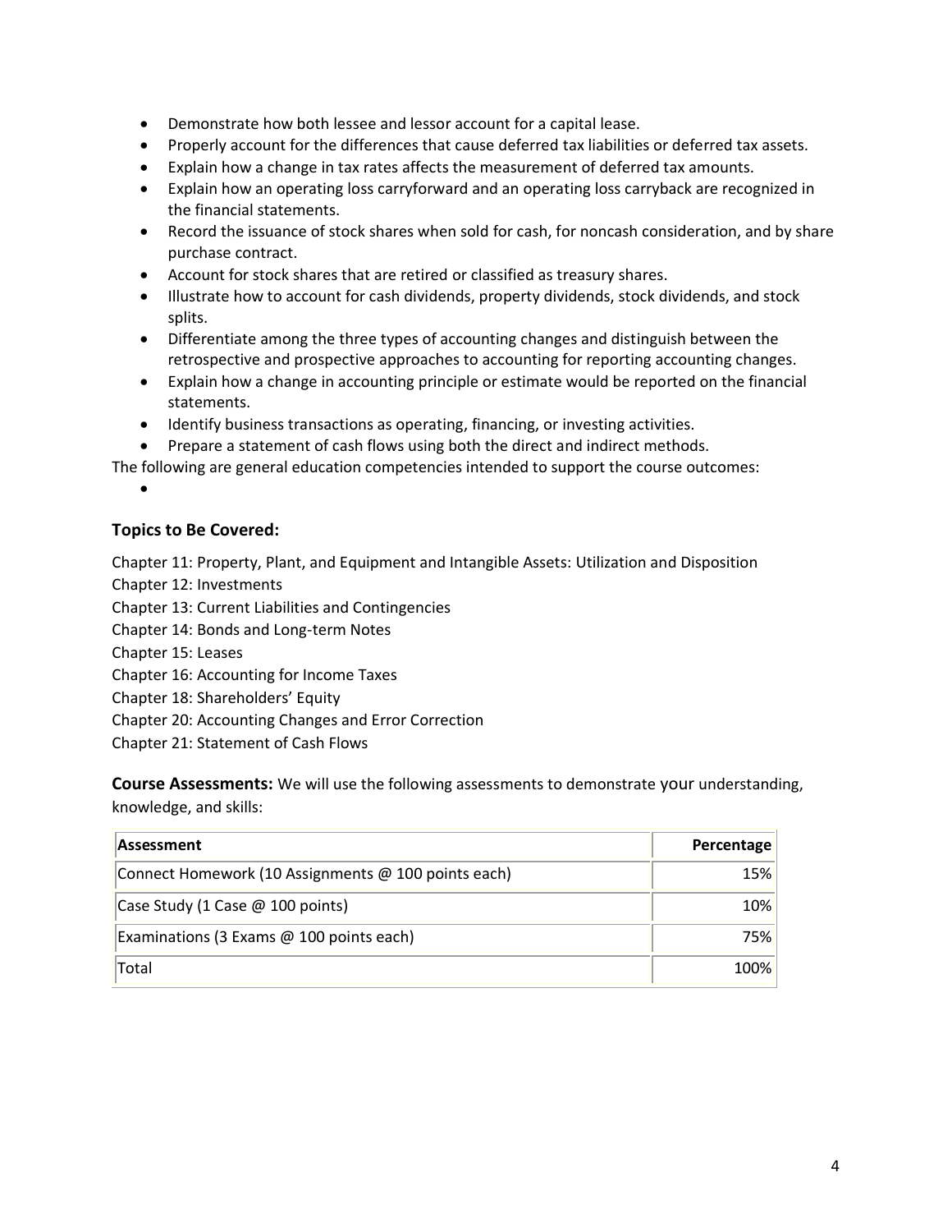- Demonstrate how both lessee and lessor account for a capital lease.
- Properly account for the differences that cause deferred tax liabilities or deferred tax assets.
- Explain how a change in tax rates affects the measurement of deferred tax amounts.
- Explain how an operating loss carryforward and an operating loss carryback are recognized in the financial statements.
- Record the issuance of stock shares when sold for cash, for noncash consideration, and by share purchase contract.
- Account for stock shares that are retired or classified as treasury shares.
- Illustrate how to account for cash dividends, property dividends, stock dividends, and stock splits.
- Differentiate among the three types of accounting changes and distinguish between the retrospective and prospective approaches to accounting for reporting accounting changes.
- Explain how a change in accounting principle or estimate would be reported on the financial statements.
- Identify business transactions as operating, financing, or investing activities.
- Prepare a statement of cash flows using both the direct and indirect methods.

The following are general education competencies intended to support the course outcomes:

- 

### Topics to Be Covered:

Chapter 11: Property, Plant, and Equipment and Intangible Assets: Utilization and Disposition
Chapter 12: Investments
Chapter 13: Current Liabilities and Contingencies
Chapter 14: Bonds and Long-term Notes
Chapter 15: Leases
Chapter 16: Accounting for Income Taxes
Chapter 18: Shareholders' Equity
Chapter 20: Accounting Changes and Error Correction
Chapter 21: Statement of Cash Flows

**Course Assessments:** We will use the following assessments to demonstrate your understanding, knowledge, and skills:

| **Assessment** | **Percentage** |
|---|---:|
| Connect Homework (10 Assignments @ 100 points each) | 15% |
| Case Study (1 Case @ 100 points) | 10% |
| Examinations (3 Exams @ 100 points each) | 75% |
| Total | 100% |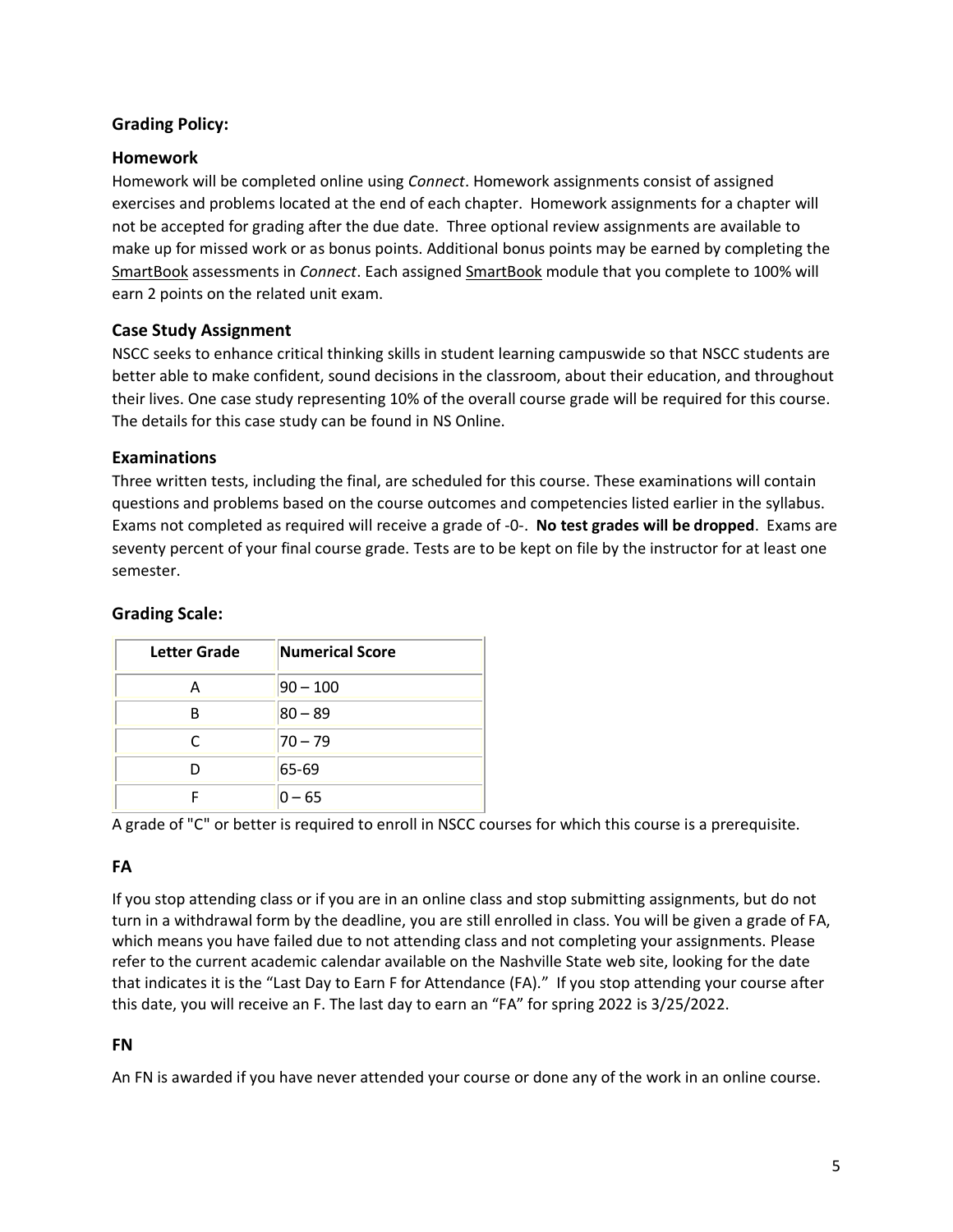### Grading Policy:

### Homework

Homework will be completed online using *Connect*. Homework assignments consist of assigned exercises and problems located at the end of each chapter. Homework assignments for a chapter will not be accepted for grading after the due date. Three optional review assignments are available to make up for missed work or as bonus points. Additional bonus points may be earned by completing the SmartBook assessments in *Connect*. Each assigned SmartBook module that you complete to 100% will earn 2 points on the related unit exam.

### Case Study Assignment

NSCC seeks to enhance critical thinking skills in student learning campuswide so that NSCC students are better able to make confident, sound decisions in the classroom, about their education, and throughout their lives. One case study representing 10% of the overall course grade will be required for this course. The details for this case study can be found in NS Online.

### Examinations

Three written tests, including the final, are scheduled for this course. These examinations will contain questions and problems based on the course outcomes and competencies listed earlier in the syllabus. Exams not completed as required will receive a grade of -0-. **No test grades will be dropped**. Exams are seventy percent of your final course grade. Tests are to be kept on file by the instructor for at least one semester.

### Grading Scale:

| Letter Grade | Numerical Score |
|---|---|
| A | 90 – 100 |
| B | 80 – 89 |
| C | 70 – 79 |
| D | 65-69 |
| F | 0 – 65 |

A grade of "C" or better is required to enroll in NSCC courses for which this course is a prerequisite.

### FA

If you stop attending class or if you are in an online class and stop submitting assignments, but do not turn in a withdrawal form by the deadline, you are still enrolled in class. You will be given a grade of FA, which means you have failed due to not attending class and not completing your assignments. Please refer to the current academic calendar available on the Nashville State web site, looking for the date that indicates it is the "Last Day to Earn F for Attendance (FA)." If you stop attending your course after this date, you will receive an F. The last day to earn an "FA" for spring 2022 is 3/25/2022.

### FN

An FN is awarded if you have never attended your course or done any of the work in an online course.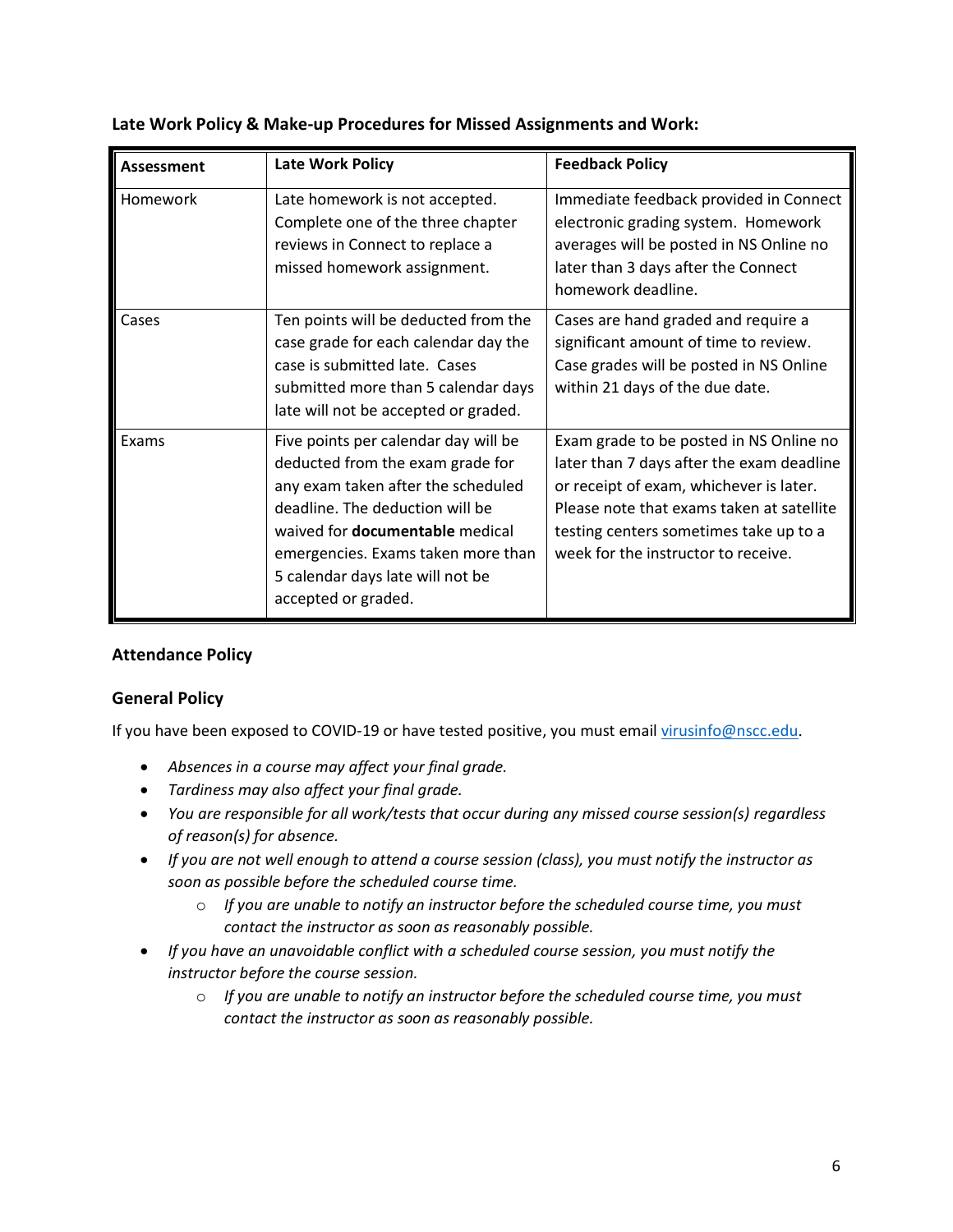**Late Work Policy & Make-up Procedures for Missed Assignments and Work:**

| **Assessment** | **Late Work Policy** | **Feedback Policy** |
|---|---|---|
| Homework | Late homework is not accepted. Complete one of the three chapter reviews in Connect to replace a missed homework assignment. | Immediate feedback provided in Connect electronic grading system. Homework averages will be posted in NS Online no later than 3 days after the Connect homework deadline. |
| Cases | Ten points will be deducted from the case grade for each calendar day the case is submitted late. Cases submitted more than 5 calendar days late will not be accepted or graded. | Cases are hand graded and require a significant amount of time to review. Case grades will be posted in NS Online within 21 days of the due date. |
| Exams | Five points per calendar day will be deducted from the exam grade for any exam taken after the scheduled deadline. The deduction will be waived for **documentable** medical emergencies. Exams taken more than 5 calendar days late will not be accepted or graded. | Exam grade to be posted in NS Online no later than 7 days after the exam deadline or receipt of exam, whichever is later. Please note that exams taken at satellite testing centers sometimes take up to a week for the instructor to receive. |

### Attendance Policy

### General Policy

If you have been exposed to COVID-19 or have tested positive, you must email virusinfo@nscc.edu.

- *Absences in a course may affect your final grade.*
- *Tardiness may also affect your final grade.*
- *You are responsible for all work/tests that occur during any missed course session(s) regardless of reason(s) for absence.*
- *If you are not well enough to attend a course session (class), you must notify the instructor as soon as possible before the scheduled course time.*
    - *If you are unable to notify an instructor before the scheduled course time, you must contact the instructor as soon as reasonably possible.*
- *If you have an unavoidable conflict with a scheduled course session, you must notify the instructor before the course session.*
    - *If you are unable to notify an instructor before the scheduled course time, you must contact the instructor as soon as reasonably possible.*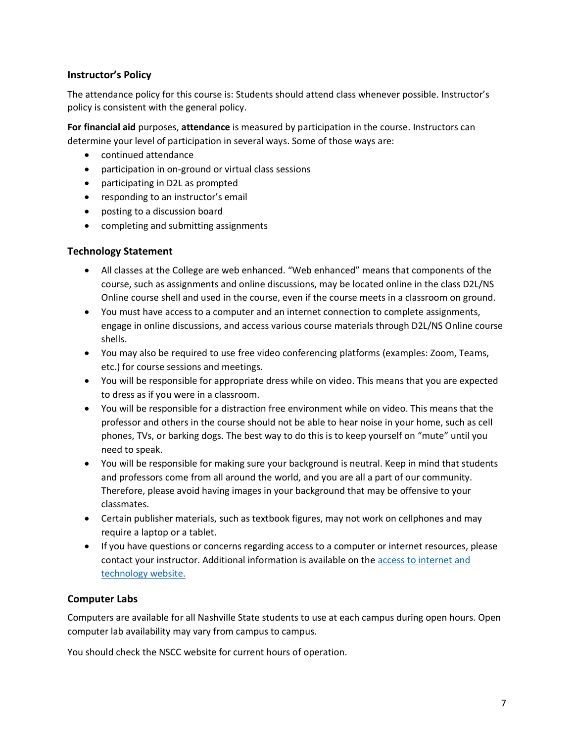### Instructor's Policy

The attendance policy for this course is: Students should attend class whenever possible. Instructor's policy is consistent with the general policy.

**For financial aid** purposes, **attendance** is measured by participation in the course. Instructors can determine your level of participation in several ways. Some of those ways are:

- continued attendance
- participation in on-ground or virtual class sessions
- participating in D2L as prompted
- responding to an instructor's email
- posting to a discussion board
- completing and submitting assignments

### Technology Statement

- All classes at the College are web enhanced. "Web enhanced" means that components of the course, such as assignments and online discussions, may be located online in the class D2L/NS Online course shell and used in the course, even if the course meets in a classroom on ground.
- You must have access to a computer and an internet connection to complete assignments, engage in online discussions, and access various course materials through D2L/NS Online course shells.
- You may also be required to use free video conferencing platforms (examples: Zoom, Teams, etc.) for course sessions and meetings.
- You will be responsible for appropriate dress while on video. This means that you are expected to dress as if you were in a classroom.
- You will be responsible for a distraction free environment while on video. This means that the professor and others in the course should not be able to hear noise in your home, such as cell phones, TVs, or barking dogs. The best way to do this is to keep yourself on "mute" until you need to speak.
- You will be responsible for making sure your background is neutral. Keep in mind that students and professors come from all around the world, and you are all a part of our community. Therefore, please avoid having images in your background that may be offensive to your classmates.
- Certain publisher materials, such as textbook figures, may not work on cellphones and may require a laptop or a tablet.
- If you have questions or concerns regarding access to a computer or internet resources, please contact your instructor. Additional information is available on the access to internet and technology website.

### Computer Labs

Computers are available for all Nashville State students to use at each campus during open hours. Open computer lab availability may vary from campus to campus.

You should check the NSCC website for current hours of operation.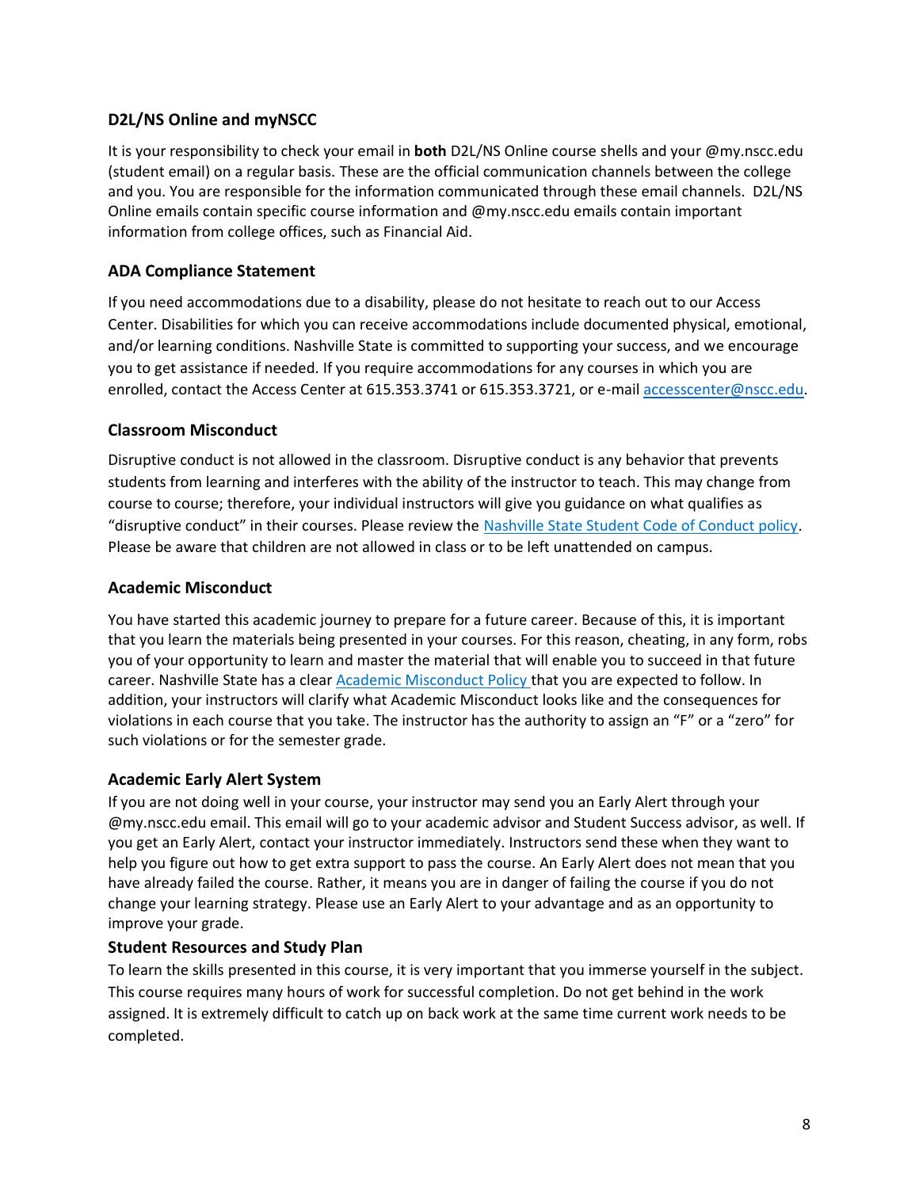### D2L/NS Online and myNSCC

It is your responsibility to check your email in **both** D2L/NS Online course shells and your @my.nscc.edu (student email) on a regular basis. These are the official communication channels between the college and you. You are responsible for the information communicated through these email channels. D2L/NS Online emails contain specific course information and @my.nscc.edu emails contain important information from college offices, such as Financial Aid.

### ADA Compliance Statement

If you need accommodations due to a disability, please do not hesitate to reach out to our Access Center. Disabilities for which you can receive accommodations include documented physical, emotional, and/or learning conditions. Nashville State is committed to supporting your success, and we encourage you to get assistance if needed. If you require accommodations for any courses in which you are enrolled, contact the Access Center at 615.353.3741 or 615.353.3721, or e-mail accesscenter@nscc.edu.

### Classroom Misconduct

Disruptive conduct is not allowed in the classroom. Disruptive conduct is any behavior that prevents students from learning and interferes with the ability of the instructor to teach. This may change from course to course; therefore, your individual instructors will give you guidance on what qualifies as "disruptive conduct" in their courses. Please review the Nashville State Student Code of Conduct policy. Please be aware that children are not allowed in class or to be left unattended on campus.

### Academic Misconduct

You have started this academic journey to prepare for a future career. Because of this, it is important that you learn the materials being presented in your courses. For this reason, cheating, in any form, robs you of your opportunity to learn and master the material that will enable you to succeed in that future career. Nashville State has a clear Academic Misconduct Policy that you are expected to follow. In addition, your instructors will clarify what Academic Misconduct looks like and the consequences for violations in each course that you take. The instructor has the authority to assign an "F" or a "zero" for such violations or for the semester grade.

### Academic Early Alert System

If you are not doing well in your course, your instructor may send you an Early Alert through your @my.nscc.edu email. This email will go to your academic advisor and Student Success advisor, as well. If you get an Early Alert, contact your instructor immediately. Instructors send these when they want to help you figure out how to get extra support to pass the course. An Early Alert does not mean that you have already failed the course. Rather, it means you are in danger of failing the course if you do not change your learning strategy. Please use an Early Alert to your advantage and as an opportunity to improve your grade.

### Student Resources and Study Plan

To learn the skills presented in this course, it is very important that you immerse yourself in the subject. This course requires many hours of work for successful completion. Do not get behind in the work assigned. It is extremely difficult to catch up on back work at the same time current work needs to be completed.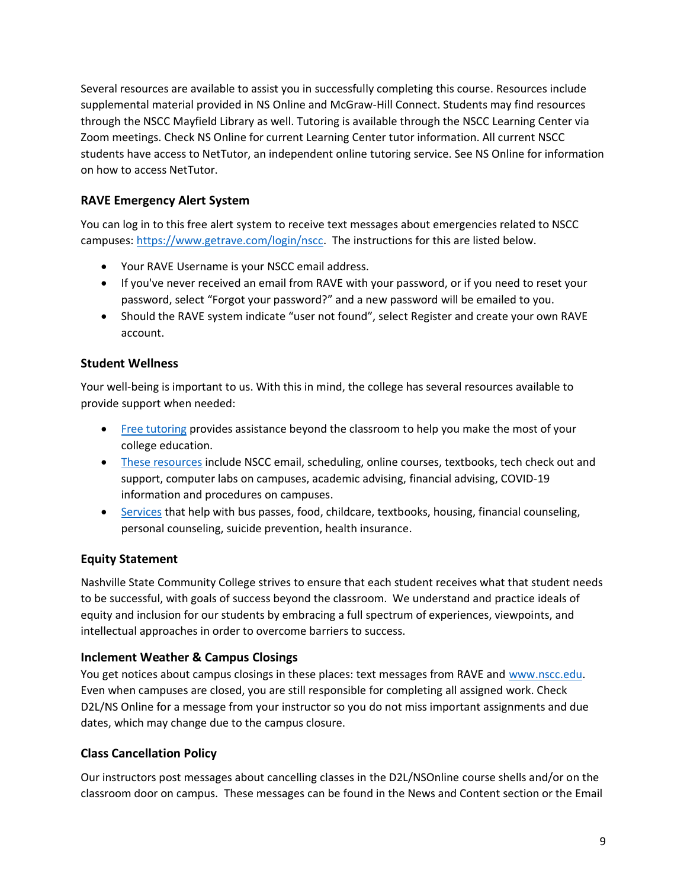Several resources are available to assist you in successfully completing this course. Resources include supplemental material provided in NS Online and McGraw-Hill Connect. Students may find resources through the NSCC Mayfield Library as well. Tutoring is available through the NSCC Learning Center via Zoom meetings. Check NS Online for current Learning Center tutor information. All current NSCC students have access to NetTutor, an independent online tutoring service. See NS Online for information on how to access NetTutor.

### RAVE Emergency Alert System

You can log in to this free alert system to receive text messages about emergencies related to NSCC campuses: https://www.getrave.com/login/nscc. The instructions for this are listed below.

- Your RAVE Username is your NSCC email address.
- If you've never received an email from RAVE with your password, or if you need to reset your password, select "Forgot your password?" and a new password will be emailed to you.
- Should the RAVE system indicate "user not found", select Register and create your own RAVE account.

### Student Wellness

Your well-being is important to us. With this in mind, the college has several resources available to provide support when needed:

- Free tutoring provides assistance beyond the classroom to help you make the most of your college education.
- These resources include NSCC email, scheduling, online courses, textbooks, tech check out and support, computer labs on campuses, academic advising, financial advising, COVID-19 information and procedures on campuses.
- Services that help with bus passes, food, childcare, textbooks, housing, financial counseling, personal counseling, suicide prevention, health insurance.

### Equity Statement

Nashville State Community College strives to ensure that each student receives what that student needs to be successful, with goals of success beyond the classroom. We understand and practice ideals of equity and inclusion for our students by embracing a full spectrum of experiences, viewpoints, and intellectual approaches in order to overcome barriers to success.

### Inclement Weather & Campus Closings

You get notices about campus closings in these places: text messages from RAVE and www.nscc.edu. Even when campuses are closed, you are still responsible for completing all assigned work. Check D2L/NS Online for a message from your instructor so you do not miss important assignments and due dates, which may change due to the campus closure.

### Class Cancellation Policy

Our instructors post messages about cancelling classes in the D2L/NSOnline course shells and/or on the classroom door on campus. These messages can be found in the News and Content section or the Email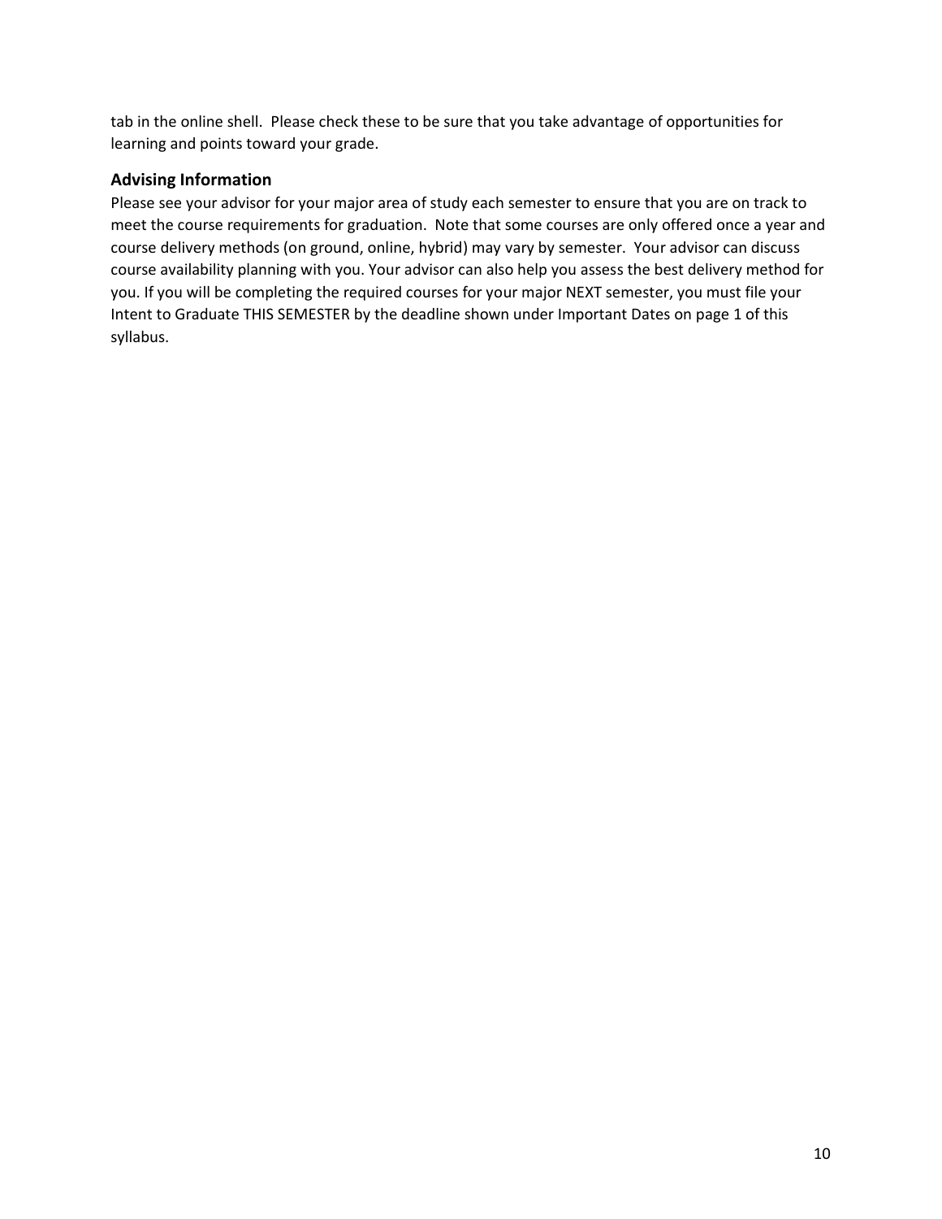tab in the online shell. Please check these to be sure that you take advantage of opportunities for learning and points toward your grade.

### Advising Information

Please see your advisor for your major area of study each semester to ensure that you are on track to meet the course requirements for graduation. Note that some courses are only offered once a year and course delivery methods (on ground, online, hybrid) may vary by semester. Your advisor can discuss course availability planning with you. Your advisor can also help you assess the best delivery method for you. If you will be completing the required courses for your major NEXT semester, you must file your Intent to Graduate THIS SEMESTER by the deadline shown under Important Dates on page 1 of this syllabus.